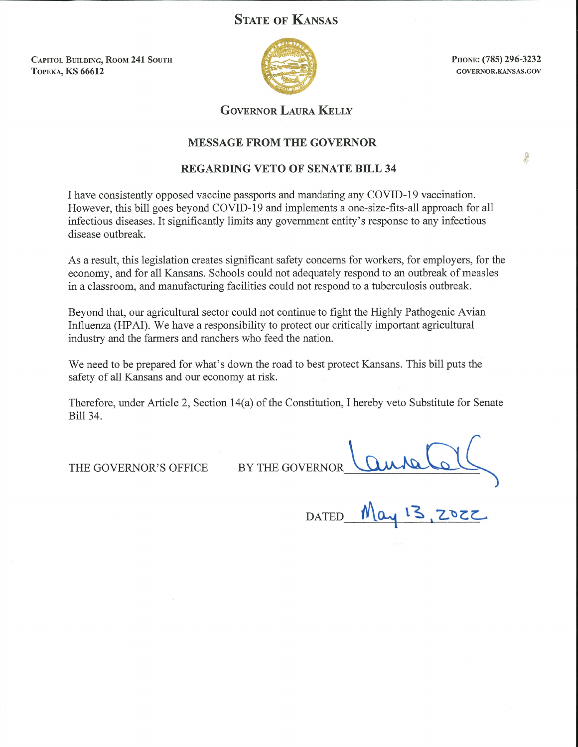# STATE OF KANSAS

CAPITOL BUILDING, ROOM 241 SOUTH
TOPEKA, KS 66612

PHONE: (785) 296-3232
GOVERNOR.KANSAS.GOV

## GOVERNOR LAURA KELLY

### MESSAGE FROM THE GOVERNOR

### REGARDING VETO OF SENATE BILL 34

I have consistently opposed vaccine passports and mandating any COVID-19 vaccination. However, this bill goes beyond COVID-19 and implements a one-size-fits-all approach for all infectious diseases. It significantly limits any government entity's response to any infectious disease outbreak.

As a result, this legislation creates significant safety concerns for workers, for employers, for the economy, and for all Kansans. Schools could not adequately respond to an outbreak of measles in a classroom, and manufacturing facilities could not respond to a tuberculosis outbreak.

Beyond that, our agricultural sector could not continue to fight the Highly Pathogenic Avian Influenza (HPAI). We have a responsibility to protect our critically important agricultural industry and the farmers and ranchers who feed the nation.

We need to be prepared for what's down the road to best protect Kansans. This bill puts the safety of all Kansans and our economy at risk.

Therefore, under Article 2, Section 14(a) of the Constitution, I hereby veto Substitute for Senate Bill 34.

THE GOVERNOR'S OFFICE BY THE GOVERNOR Laura Kelly

DATED May 13, 2022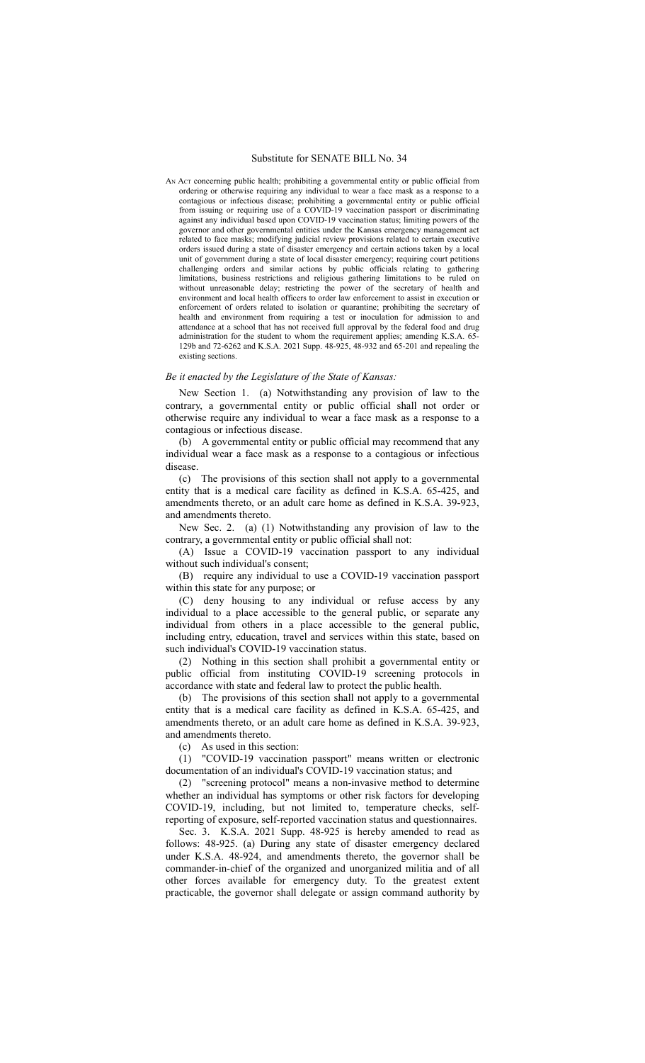# Substitute for SENATE BILL No. 34

AN ACT concerning public health; prohibiting a governmental entity or public official from ordering or otherwise requiring any individual to wear a face mask as a response to a contagious or infectious disease; prohibiting a governmental entity or public official from issuing or requiring use of a COVID-19 vaccination passport or discriminating against any individual based upon COVID-19 vaccination status; limiting powers of the governor and other governmental entities under the Kansas emergency management act related to face masks; modifying judicial review provisions related to certain executive orders issued during a state of disaster emergency and certain actions taken by a local unit of government during a state of local disaster emergency; requiring court petitions challenging orders and similar actions by public officials relating to gathering limitations, business restrictions and religious gathering limitations to be ruled on without unreasonable delay; restricting the power of the secretary of health and environment and local health officers to order law enforcement to assist in execution or enforcement of orders related to isolation or quarantine; prohibiting the secretary of health and environment from requiring a test or inoculation for admission to and attendance at a school that has not received full approval by the federal food and drug administration for the student to whom the requirement applies; amending K.S.A. 65-129b and 72-6262 and K.S.A. 2021 Supp. 48-925, 48-932 and 65-201 and repealing the existing sections.

*Be it enacted by the Legislature of the State of Kansas:*

New Section 1. (a) Notwithstanding any provision of law to the contrary, a governmental entity or public official shall not order or otherwise require any individual to wear a face mask as a response to a contagious or infectious disease.

(b) A governmental entity or public official may recommend that any individual wear a face mask as a response to a contagious or infectious disease.

(c) The provisions of this section shall not apply to a governmental entity that is a medical care facility as defined in K.S.A. 65-425, and amendments thereto, or an adult care home as defined in K.S.A. 39-923, and amendments thereto.

New Sec. 2. (a) (1) Notwithstanding any provision of law to the contrary, a governmental entity or public official shall not:

(A) Issue a COVID-19 vaccination passport to any individual without such individual's consent;

(B) require any individual to use a COVID-19 vaccination passport within this state for any purpose; or

(C) deny housing to any individual or refuse access by any individual to a place accessible to the general public, or separate any individual from others in a place accessible to the general public, including entry, education, travel and services within this state, based on such individual's COVID-19 vaccination status.

(2) Nothing in this section shall prohibit a governmental entity or public official from instituting COVID-19 screening protocols in accordance with state and federal law to protect the public health.

(b) The provisions of this section shall not apply to a governmental entity that is a medical care facility as defined in K.S.A. 65-425, and amendments thereto, or an adult care home as defined in K.S.A. 39-923, and amendments thereto.

(c) As used in this section:

(1) "COVID-19 vaccination passport" means written or electronic documentation of an individual's COVID-19 vaccination status; and

(2) "screening protocol" means a non-invasive method to determine whether an individual has symptoms or other risk factors for developing COVID-19, including, but not limited to, temperature checks, self-reporting of exposure, self-reported vaccination status and questionnaires.

Sec. 3. K.S.A. 2021 Supp. 48-925 is hereby amended to read as follows: 48-925. (a) During any state of disaster emergency declared under K.S.A. 48-924, and amendments thereto, the governor shall be commander-in-chief of the organized and unorganized militia and of all other forces available for emergency duty. To the greatest extent practicable, the governor shall delegate or assign command authority by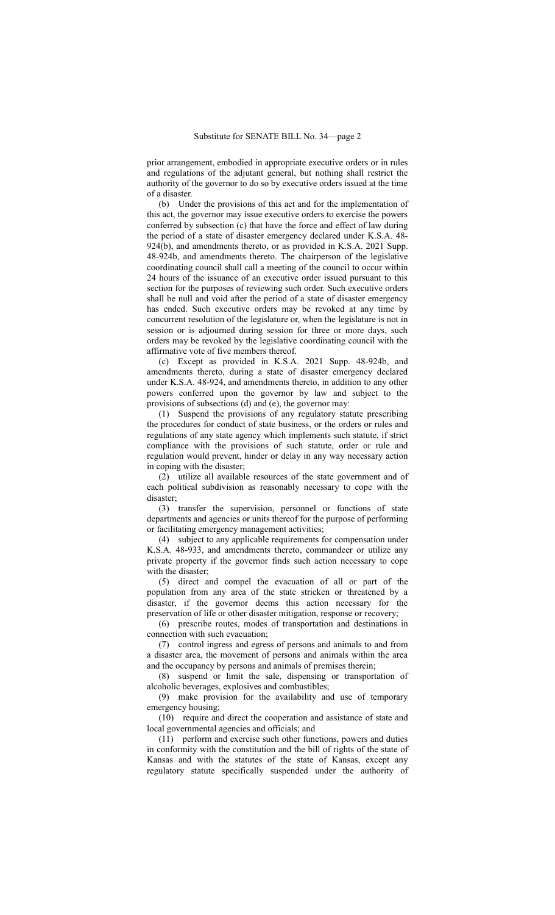prior arrangement, embodied in appropriate executive orders or in rules and regulations of the adjutant general, but nothing shall restrict the authority of the governor to do so by executive orders issued at the time of a disaster.

(b) Under the provisions of this act and for the implementation of this act, the governor may issue executive orders to exercise the powers conferred by subsection (c) that have the force and effect of law during the period of a state of disaster emergency declared under K.S.A. 48-924(b), and amendments thereto, or as provided in K.S.A. 2021 Supp. 48-924b, and amendments thereto. The chairperson of the legislative coordinating council shall call a meeting of the council to occur within 24 hours of the issuance of an executive order issued pursuant to this section for the purposes of reviewing such order. Such executive orders shall be null and void after the period of a state of disaster emergency has ended. Such executive orders may be revoked at any time by concurrent resolution of the legislature or, when the legislature is not in session or is adjourned during session for three or more days, such orders may be revoked by the legislative coordinating council with the affirmative vote of five members thereof.

(c) Except as provided in K.S.A. 2021 Supp. 48-924b, and amendments thereto, during a state of disaster emergency declared under K.S.A. 48-924, and amendments thereto, in addition to any other powers conferred upon the governor by law and subject to the provisions of subsections (d) and (e), the governor may:

(1) Suspend the provisions of any regulatory statute prescribing the procedures for conduct of state business, or the orders or rules and regulations of any state agency which implements such statute, if strict compliance with the provisions of such statute, order or rule and regulation would prevent, hinder or delay in any way necessary action in coping with the disaster;

(2) utilize all available resources of the state government and of each political subdivision as reasonably necessary to cope with the disaster;

(3) transfer the supervision, personnel or functions of state departments and agencies or units thereof for the purpose of performing or facilitating emergency management activities;

(4) subject to any applicable requirements for compensation under K.S.A. 48-933, and amendments thereto, commandeer or utilize any private property if the governor finds such action necessary to cope with the disaster;

(5) direct and compel the evacuation of all or part of the population from any area of the state stricken or threatened by a disaster, if the governor deems this action necessary for the preservation of life or other disaster mitigation, response or recovery;

(6) prescribe routes, modes of transportation and destinations in connection with such evacuation;

(7) control ingress and egress of persons and animals to and from a disaster area, the movement of persons and animals within the area and the occupancy by persons and animals of premises therein;

(8) suspend or limit the sale, dispensing or transportation of alcoholic beverages, explosives and combustibles;

(9) make provision for the availability and use of temporary emergency housing;

(10) require and direct the cooperation and assistance of state and local governmental agencies and officials; and

(11) perform and exercise such other functions, powers and duties in conformity with the constitution and the bill of rights of the state of Kansas and with the statutes of the state of Kansas, except any regulatory statute specifically suspended under the authority of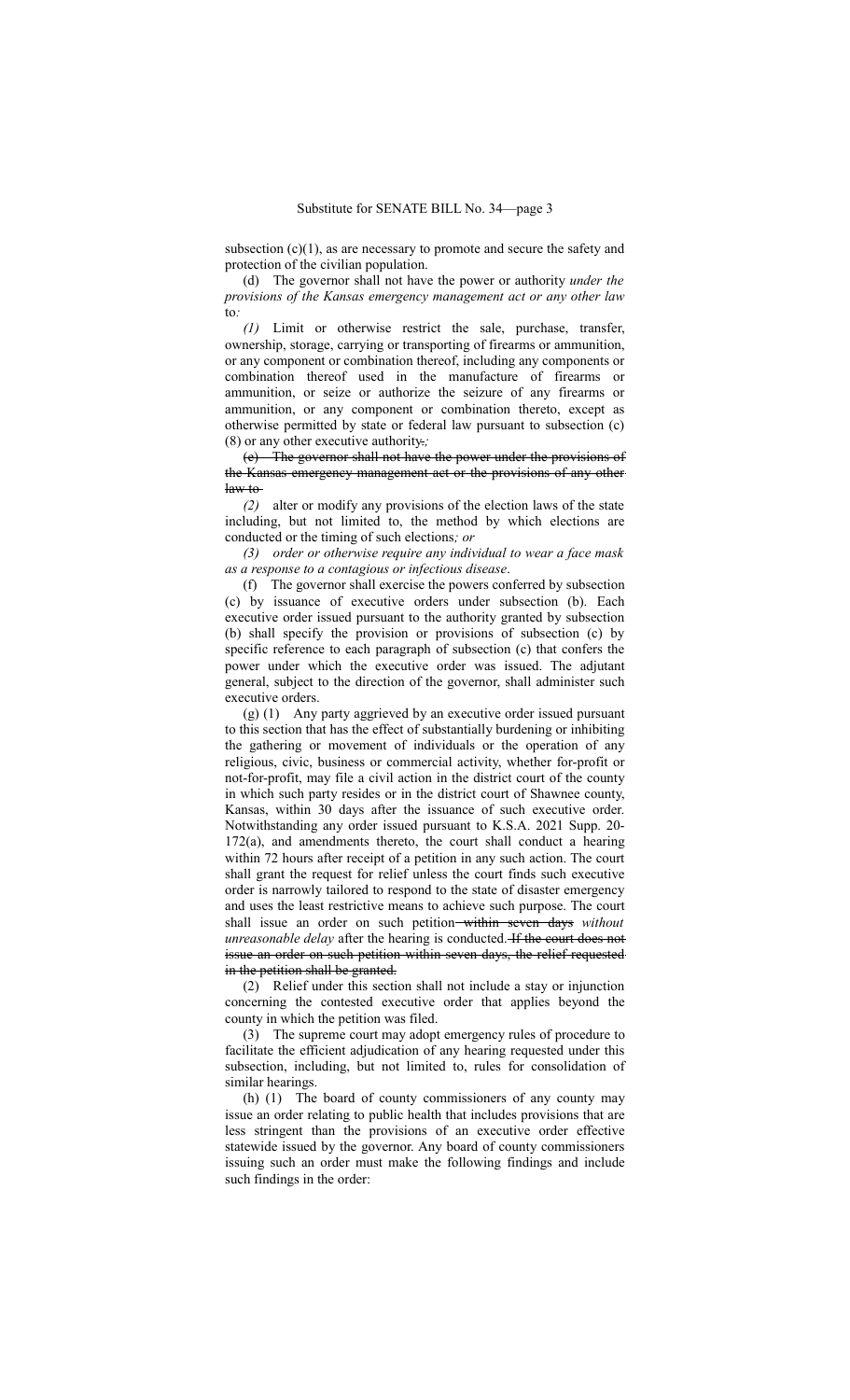subsection (c)(1), as are necessary to promote and secure the safety and protection of the civilian population.

(d) The governor shall not have the power or authority *under the provisions of the Kansas emergency management act or any other law* to*:*

*(1)* Limit or otherwise restrict the sale, purchase, transfer, ownership, storage, carrying or transporting of firearms or ammunition, or any component or combination thereof, including any components or combination thereof used in the manufacture of firearms or ammunition, or seize or authorize the seizure of any firearms or ammunition, or any component or combination thereto, except as otherwise permitted by state or federal law pursuant to subsection (c) (8) or any other executive authority~~.~~*;*

~~(e) The governor shall not have the power under the provisions of the Kansas emergency management act or the provisions of any other law to~~

*(2)* alter or modify any provisions of the election laws of the state including, but not limited to, the method by which elections are conducted or the timing of such elections*; or*

*(3) order or otherwise require any individual to wear a face mask as a response to a contagious or infectious disease*.

(f) The governor shall exercise the powers conferred by subsection (c) by issuance of executive orders under subsection (b). Each executive order issued pursuant to the authority granted by subsection (b) shall specify the provision or provisions of subsection (c) by specific reference to each paragraph of subsection (c) that confers the power under which the executive order was issued. The adjutant general, subject to the direction of the governor, shall administer such executive orders.

(g) (1) Any party aggrieved by an executive order issued pursuant to this section that has the effect of substantially burdening or inhibiting the gathering or movement of individuals or the operation of any religious, civic, business or commercial activity, whether for-profit or not-for-profit, may file a civil action in the district court of the county in which such party resides or in the district court of Shawnee county, Kansas, within 30 days after the issuance of such executive order. Notwithstanding any order issued pursuant to K.S.A. 2021 Supp. 20-172(a), and amendments thereto, the court shall conduct a hearing within 72 hours after receipt of a petition in any such action. The court shall grant the request for relief unless the court finds such executive order is narrowly tailored to respond to the state of disaster emergency and uses the least restrictive means to achieve such purpose. The court shall issue an order on such petition ~~within seven days~~ *without unreasonable delay* after the hearing is conducted. ~~If the court does not issue an order on such petition within seven days, the relief requested in the petition shall be granted.~~

(2) Relief under this section shall not include a stay or injunction concerning the contested executive order that applies beyond the county in which the petition was filed.

(3) The supreme court may adopt emergency rules of procedure to facilitate the efficient adjudication of any hearing requested under this subsection, including, but not limited to, rules for consolidation of similar hearings.

(h) (1) The board of county commissioners of any county may issue an order relating to public health that includes provisions that are less stringent than the provisions of an executive order effective statewide issued by the governor. Any board of county commissioners issuing such an order must make the following findings and include such findings in the order: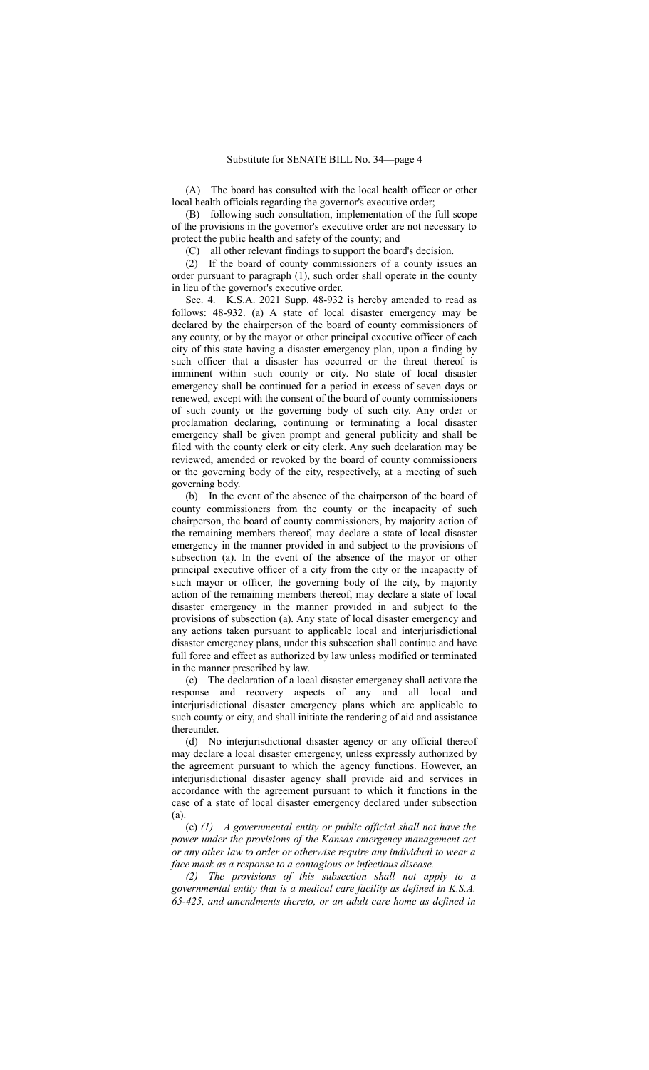(A) The board has consulted with the local health officer or other local health officials regarding the governor's executive order;

(B) following such consultation, implementation of the full scope of the provisions in the governor's executive order are not necessary to protect the public health and safety of the county; and

(C) all other relevant findings to support the board's decision.

(2) If the board of county commissioners of a county issues an order pursuant to paragraph (1), such order shall operate in the county in lieu of the governor's executive order.

Sec. 4. K.S.A. 2021 Supp. 48-932 is hereby amended to read as follows: 48-932. (a) A state of local disaster emergency may be declared by the chairperson of the board of county commissioners of any county, or by the mayor or other principal executive officer of each city of this state having a disaster emergency plan, upon a finding by such officer that a disaster has occurred or the threat thereof is imminent within such county or city. No state of local disaster emergency shall be continued for a period in excess of seven days or renewed, except with the consent of the board of county commissioners of such county or the governing body of such city. Any order or proclamation declaring, continuing or terminating a local disaster emergency shall be given prompt and general publicity and shall be filed with the county clerk or city clerk. Any such declaration may be reviewed, amended or revoked by the board of county commissioners or the governing body of the city, respectively, at a meeting of such governing body.

(b) In the event of the absence of the chairperson of the board of county commissioners from the county or the incapacity of such chairperson, the board of county commissioners, by majority action of the remaining members thereof, may declare a state of local disaster emergency in the manner provided in and subject to the provisions of subsection (a). In the event of the absence of the mayor or other principal executive officer of a city from the city or the incapacity of such mayor or officer, the governing body of the city, by majority action of the remaining members thereof, may declare a state of local disaster emergency in the manner provided in and subject to the provisions of subsection (a). Any state of local disaster emergency and any actions taken pursuant to applicable local and interjurisdictional disaster emergency plans, under this subsection shall continue and have full force and effect as authorized by law unless modified or terminated in the manner prescribed by law.

(c) The declaration of a local disaster emergency shall activate the response and recovery aspects of any and all local and interjurisdictional disaster emergency plans which are applicable to such county or city, and shall initiate the rendering of aid and assistance thereunder.

(d) No interjurisdictional disaster agency or any official thereof may declare a local disaster emergency, unless expressly authorized by the agreement pursuant to which the agency functions. However, an interjurisdictional disaster agency shall provide aid and services in accordance with the agreement pursuant to which it functions in the case of a state of local disaster emergency declared under subsection (a).

(e) *(1) A governmental entity or public official shall not have the power under the provisions of the Kansas emergency management act or any other law to order or otherwise require any individual to wear a face mask as a response to a contagious or infectious disease.*

*(2) The provisions of this subsection shall not apply to a governmental entity that is a medical care facility as defined in K.S.A. 65-425, and amendments thereto, or an adult care home as defined in*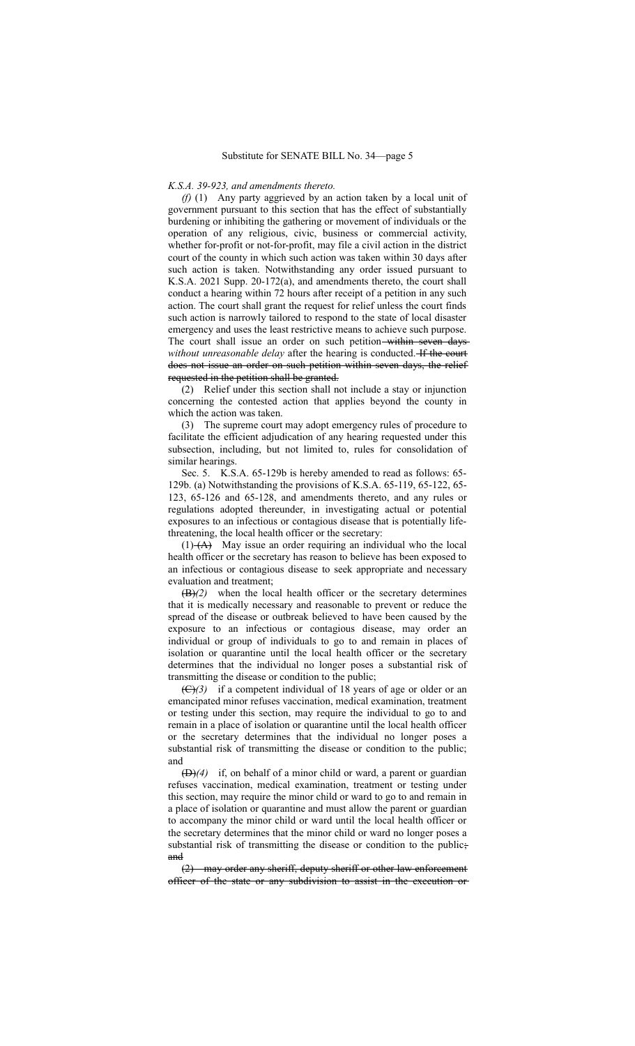*K.S.A. 39-923, and amendments thereto.*

*(f)* (1) Any party aggrieved by an action taken by a local unit of government pursuant to this section that has the effect of substantially burdening or inhibiting the gathering or movement of individuals or the operation of any religious, civic, business or commercial activity, whether for-profit or not-for-profit, may file a civil action in the district court of the county in which such action was taken within 30 days after such action is taken. Notwithstanding any order issued pursuant to K.S.A. 2021 Supp. 20-172(a), and amendments thereto, the court shall conduct a hearing within 72 hours after receipt of a petition in any such action. The court shall grant the request for relief unless the court finds such action is narrowly tailored to respond to the state of local disaster emergency and uses the least restrictive means to achieve such purpose. The court shall issue an order on such petition ~~within seven days~~ *without unreasonable delay* after the hearing is conducted. ~~If the court does not issue an order on such petition within seven days, the relief requested in the petition shall be granted.~~

(2) Relief under this section shall not include a stay or injunction concerning the contested action that applies beyond the county in which the action was taken.

(3) The supreme court may adopt emergency rules of procedure to facilitate the efficient adjudication of any hearing requested under this subsection, including, but not limited to, rules for consolidation of similar hearings.

Sec. 5. K.S.A. 65-129b is hereby amended to read as follows: 65-129b. (a) Notwithstanding the provisions of K.S.A. 65-119, 65-122, 65-123, 65-126 and 65-128, and amendments thereto, and any rules or regulations adopted thereunder, in investigating actual or potential exposures to an infectious or contagious disease that is potentially life-threatening, the local health officer or the secretary:

(1) ~~(A)~~ May issue an order requiring an individual who the local health officer or the secretary has reason to believe has been exposed to an infectious or contagious disease to seek appropriate and necessary evaluation and treatment;

~~(B)~~*(2)* when the local health officer or the secretary determines that it is medically necessary and reasonable to prevent or reduce the spread of the disease or outbreak believed to have been caused by the exposure to an infectious or contagious disease, may order an individual or group of individuals to go to and remain in places of isolation or quarantine until the local health officer or the secretary determines that the individual no longer poses a substantial risk of transmitting the disease or condition to the public;

~~(C)~~*(3)* if a competent individual of 18 years of age or older or an emancipated minor refuses vaccination, medical examination, treatment or testing under this section, may require the individual to go to and remain in a place of isolation or quarantine until the local health officer or the secretary determines that the individual no longer poses a substantial risk of transmitting the disease or condition to the public; and

~~(D)~~*(4)* if, on behalf of a minor child or ward, a parent or guardian refuses vaccination, medical examination, treatment or testing under this section, may require the minor child or ward to go to and remain in a place of isolation or quarantine and must allow the parent or guardian to accompany the minor child or ward until the local health officer or the secretary determines that the minor child or ward no longer poses a substantial risk of transmitting the disease or condition to the public~~; and~~

~~(2) may order any sheriff, deputy sheriff or other law enforcement officer of the state or any subdivision to assist in the execution or~~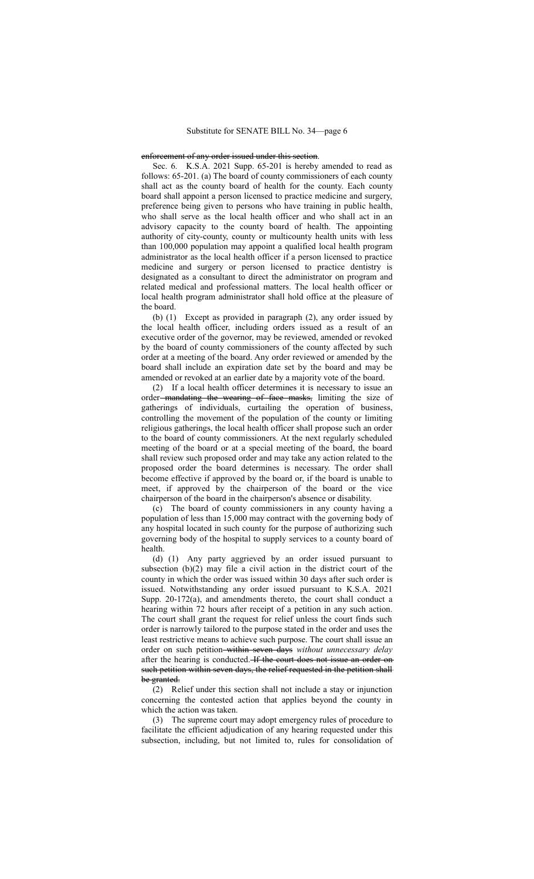~~enforcement of any order issued under this section.~~

Sec. 6. K.S.A. 2021 Supp. 65-201 is hereby amended to read as follows: 65-201. (a) The board of county commissioners of each county shall act as the county board of health for the county. Each county board shall appoint a person licensed to practice medicine and surgery, preference being given to persons who have training in public health, who shall serve as the local health officer and who shall act in an advisory capacity to the county board of health. The appointing authority of city-county, county or multicounty health units with less than 100,000 population may appoint a qualified local health program administrator as the local health officer if a person licensed to practice medicine and surgery or person licensed to practice dentistry is designated as a consultant to direct the administrator on program and related medical and professional matters. The local health officer or local health program administrator shall hold office at the pleasure of the board.

(b) (1) Except as provided in paragraph (2), any order issued by the local health officer, including orders issued as a result of an executive order of the governor, may be reviewed, amended or revoked by the board of county commissioners of the county affected by such order at a meeting of the board. Any order reviewed or amended by the board shall include an expiration date set by the board and may be amended or revoked at an earlier date by a majority vote of the board.

(2) If a local health officer determines it is necessary to issue an order ~~mandating the wearing of face masks,~~ limiting the size of gatherings of individuals, curtailing the operation of business, controlling the movement of the population of the county or limiting religious gatherings, the local health officer shall propose such an order to the board of county commissioners. At the next regularly scheduled meeting of the board or at a special meeting of the board, the board shall review such proposed order and may take any action related to the proposed order the board determines is necessary. The order shall become effective if approved by the board or, if the board is unable to meet, if approved by the chairperson of the board or the vice chairperson of the board in the chairperson's absence or disability.

(c) The board of county commissioners in any county having a population of less than 15,000 may contract with the governing body of any hospital located in such county for the purpose of authorizing such governing body of the hospital to supply services to a county board of health.

(d) (1) Any party aggrieved by an order issued pursuant to subsection (b)(2) may file a civil action in the district court of the county in which the order was issued within 30 days after such order is issued. Notwithstanding any order issued pursuant to K.S.A. 2021 Supp. 20-172(a), and amendments thereto, the court shall conduct a hearing within 72 hours after receipt of a petition in any such action. The court shall grant the request for relief unless the court finds such order is narrowly tailored to the purpose stated in the order and uses the least restrictive means to achieve such purpose. The court shall issue an order on such petition ~~within seven days~~ *without unnecessary delay* after the hearing is conducted. ~~If the court does not issue an order on such petition within seven days, the relief requested in the petition shall be granted.~~

(2) Relief under this section shall not include a stay or injunction concerning the contested action that applies beyond the county in which the action was taken.

(3) The supreme court may adopt emergency rules of procedure to facilitate the efficient adjudication of any hearing requested under this subsection, including, but not limited to, rules for consolidation of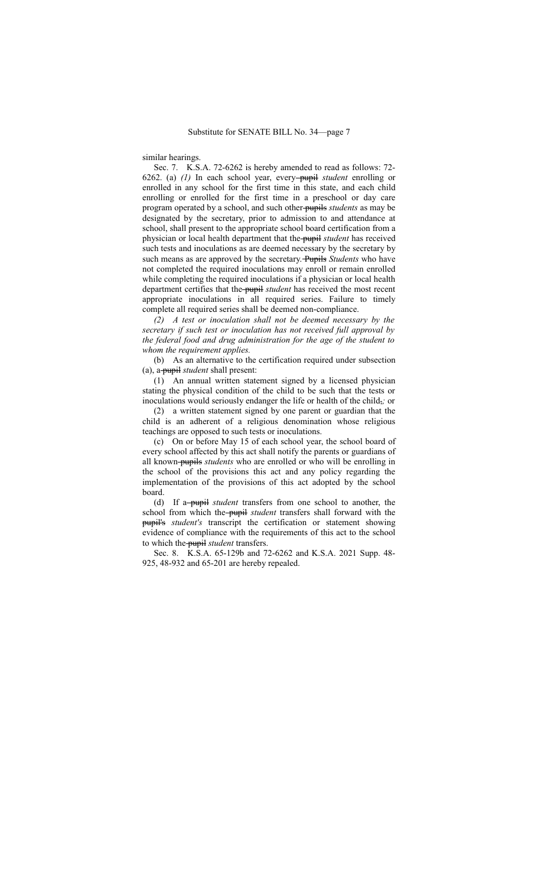similar hearings.

Sec. 7. K.S.A. 72-6262 is hereby amended to read as follows: 72-6262. (a) *(1)* In each school year, every ~~pupil~~ *student* enrolling or enrolled in any school for the first time in this state, and each child enrolling or enrolled for the first time in a preschool or day care program operated by a school, and such other ~~pupils~~ *students* as may be designated by the secretary, prior to admission to and attendance at school, shall present to the appropriate school board certification from a physician or local health department that the ~~pupil~~ *student* has received such tests and inoculations as are deemed necessary by the secretary by such means as are approved by the secretary. ~~Pupils~~ *Students* who have not completed the required inoculations may enroll or remain enrolled while completing the required inoculations if a physician or local health department certifies that the ~~pupil~~ *student* has received the most recent appropriate inoculations in all required series. Failure to timely complete all required series shall be deemed non-compliance.

*(2) A test or inoculation shall not be deemed necessary by the secretary if such test or inoculation has not received full approval by the federal food and drug administration for the age of the student to whom the requirement applies.*

(b) As an alternative to the certification required under subsection (a), a ~~pupil~~ *student* shall present:

(1) An annual written statement signed by a licensed physician stating the physical condition of the child to be such that the tests or inoculations would seriously endanger the life or health of the child~~,~~*;* or

(2) a written statement signed by one parent or guardian that the child is an adherent of a religious denomination whose religious teachings are opposed to such tests or inoculations.

(c) On or before May 15 of each school year, the school board of every school affected by this act shall notify the parents or guardians of all known ~~pupils~~ *students* who are enrolled or who will be enrolling in the school of the provisions this act and any policy regarding the implementation of the provisions of this act adopted by the school board.

(d) If a ~~pupil~~ *student* transfers from one school to another, the school from which the ~~pupil~~ *student* transfers shall forward with the ~~pupil's~~ *student's* transcript the certification or statement showing evidence of compliance with the requirements of this act to the school to which the ~~pupil~~ *student* transfers.

Sec. 8. K.S.A. 65-129b and 72-6262 and K.S.A. 2021 Supp. 48-925, 48-932 and 65-201 are hereby repealed.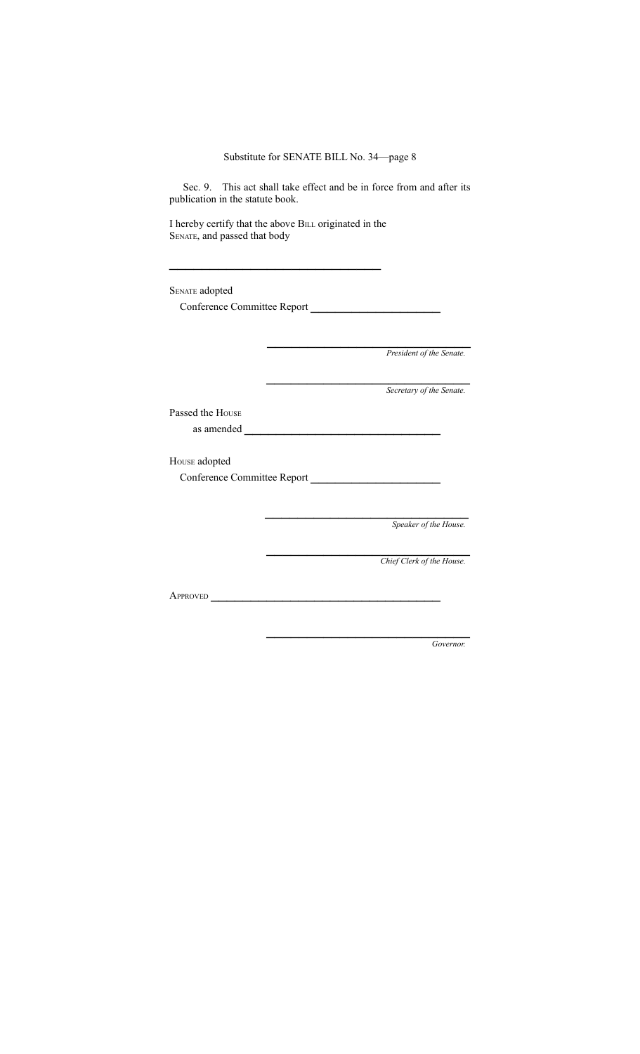Sec. 9. This act shall take effect and be in force from and after its publication in the statute book.

I hereby certify that the above BILL originated in the SENATE, and passed that body

\_\_\_\_\_\_\_\_\_\_\_\_\_\_\_\_\_\_\_\_\_\_\_\_\_\_\_\_\_\_\_\_\_\_\_\_\_\_\_\_

SENATE adopted

Conference Committee Report \_\_\_\_\_\_\_\_\_\_\_\_\_\_\_\_\_\_\_\_\_\_\_\_\_

\_\_\_\_\_\_\_\_\_\_\_\_\_\_\_\_\_\_\_\_\_\_\_\_\_\_\_\_\_\_\_\_\_\_\_\_\_\_\_\_
*President of the Senate.*

\_\_\_\_\_\_\_\_\_\_\_\_\_\_\_\_\_\_\_\_\_\_\_\_\_\_\_\_\_\_\_\_\_\_\_\_\_\_\_\_
*Secretary of the Senate.*

Passed the HOUSE

as amended \_\_\_\_\_\_\_\_\_\_\_\_\_\_\_\_\_\_\_\_\_\_\_\_\_\_\_\_\_\_\_\_\_\_\_\_\_\_\_\_

HOUSE adopted

Conference Committee Report \_\_\_\_\_\_\_\_\_\_\_\_\_\_\_\_\_\_\_\_\_\_\_\_\_

\_\_\_\_\_\_\_\_\_\_\_\_\_\_\_\_\_\_\_\_\_\_\_\_\_\_\_\_\_\_\_\_\_\_\_\_\_\_\_\_
*Speaker of the House.*

\_\_\_\_\_\_\_\_\_\_\_\_\_\_\_\_\_\_\_\_\_\_\_\_\_\_\_\_\_\_\_\_\_\_\_\_\_\_\_\_
*Chief Clerk of the House.*

APPROVED \_\_\_\_\_\_\_\_\_\_\_\_\_\_\_\_\_\_\_\_\_\_\_\_\_\_\_\_\_\_\_\_\_\_\_\_\_\_\_\_\_\_\_\_

\_\_\_\_\_\_\_\_\_\_\_\_\_\_\_\_\_\_\_\_\_\_\_\_\_\_\_\_\_\_\_\_\_\_\_\_\_\_\_\_
*Governor.*